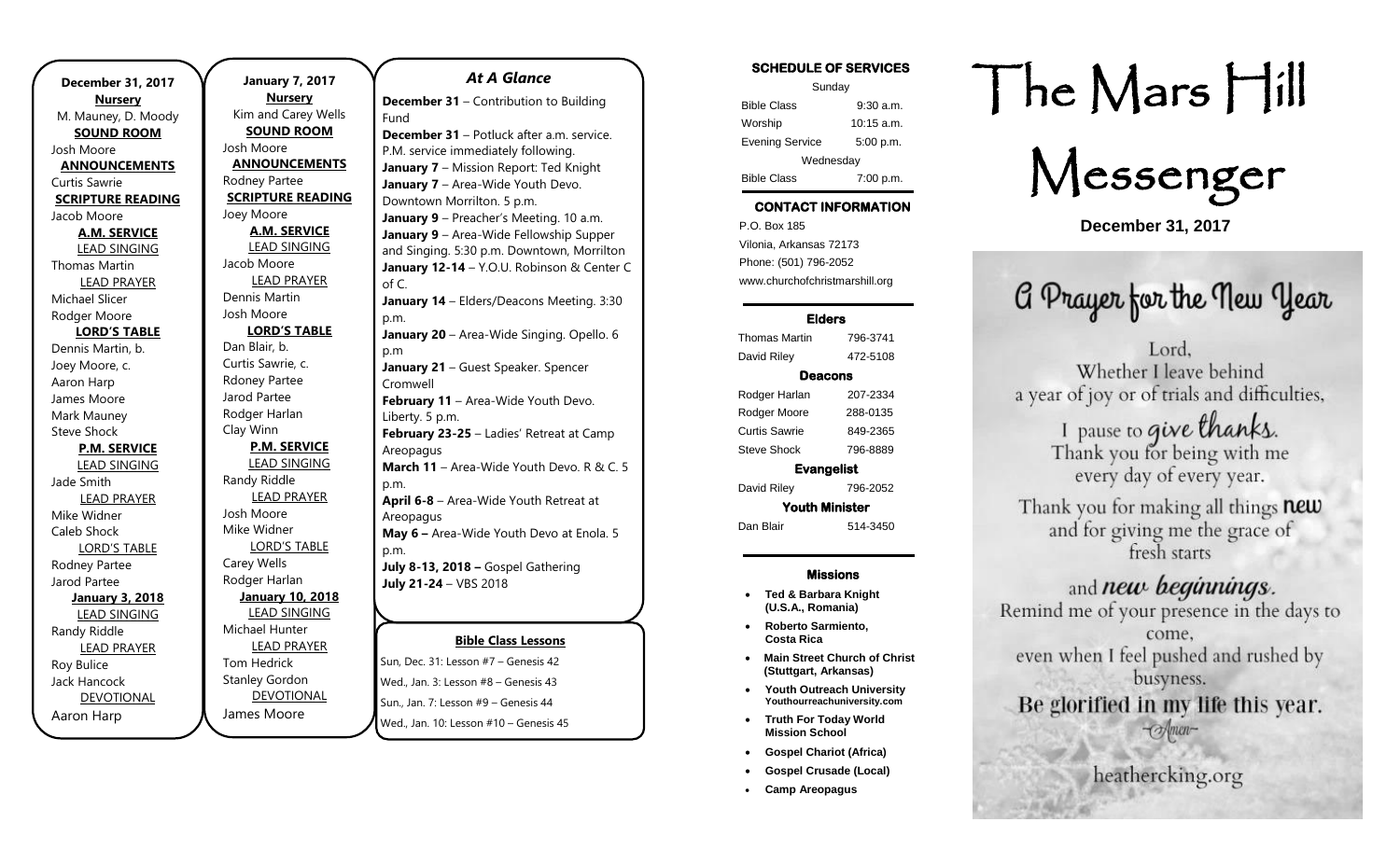**December 31, 2017**

**Nursery**

M. Mauney, D. Moody

**SOUND ROOM**

Josh Moore

**ANNOUNCEMENTS**

Curtis Sawrie

**SCRIPTURE READING**

Jacob Moore

**A.M. SERVICE**

LEAD SINGING

Thomas Martin

LEAD PRAYER

Michael Slicer

Rodger Moore

**LORD'S TABLE**

Dennis Martin, b.

Joey Moore, c.

Aaron Harp

James Moore

Mark Mauney

Steve Shock

**P.M. SERVICE**

LEAD SINGING

Jade Smith

LEAD PRAYER

Mike Widner

Caleb Shock

LORD'S TABLE

Rodney Partee

Jarod Partee

**January 3, 2018**

LEAD SINGING

Randy Riddle

LEAD PRAYER

Roy Bulice

Jack Hancock

DEVOTIONAL

Aaron Harp

**January 7, 2017**

**Nursery**

Kim and Carey Wells

**SOUND ROOM**

Josh Moore

**ANNOUNCEMENTS**

Rodney Partee

**SCRIPTURE READING**

Joey Moore

**A.M. SERVICE**

LEAD SINGING

Jacob Moore

LEAD PRAYER

Dennis Martin

Josh Moore

**LORD'S TABLE**

Dan Blair, b.

Curtis Sawrie, c.

Rdoney Partee

Jarod Partee

Rodger Harlan

Clay Winn

**P.M. SERVICE**

LEAD SINGING

Randy Riddle

LEAD PRAYER

Josh Moore

Mike Widner

LORD'S TABLE

Carey Wells

Rodger Harlan

**January 10, 2018**

LEAD SINGING

Michael Hunter

LEAD PRAYER

Tom Hedrick

Stanley Gordon

DEVOTIONAL

James Moore

## *At A Glance*

**December 31** – Contribution to Building Fund

**December 31** – Potluck after a.m. service. P.M. service immediately following.

**January 7** – Mission Report: Ted Knight

**January 7** – Area-Wide Youth Devo. Downtown Morrilton. 5 p.m.

**January 9** – Preacher's Meeting. 10 a.m.

**January 9** – Area-Wide Fellowship Supper and Singing. 5:30 p.m. Downtown, Morrilton

**January 12-14** – Y.O.U. Robinson & Center C of C.

**January 14** – Elders/Deacons Meeting. 3:30 p.m.

**January 20** – Area-Wide Singing. Opello. 6 p.m

**January 21** – Guest Speaker. Spencer Cromwell

**February 11** – Area-Wide Youth Devo. Liberty. 5 p.m.

**February 23-25** – Ladies' Retreat at Camp Areopagus

**March 11** – Area-Wide Youth Devo. R & C. 5 p.m.

**April 6-8** – Area-Wide Youth Retreat at Areopagus

**May 6 –** Area-Wide Youth Devo at Enola. 5 p.m.

**July 8-13, 2018 –** Gospel Gathering

**July 21-24** – VBS 2018

**Bible Class Lessons**

Sun, Dec. 31: Lesson #7 – Genesis 42

Wed., Jan. 3: Lesson #8 – Genesis 43

Sun., Jan. 7: Lesson #9 – Genesis 44

Wed., Jan. 10: Lesson #10 – Genesis 45

**SCHEDULE OF SERVICES**

Sunday

| | |
|---|---|
| Bible Class | 9:30 a.m. |
| Worship | 10:15 a.m. |
| Evening Service | 5:00 p.m. |

Wednesday

| | |
|---|---|
| Bible Class | 7:00 p.m. |

**CONTACT INFORMATION**

P.O. Box 185

Vilonia, Arkansas 72173

Phone: (501) 796-2052

www.churchofchristmarshill.org

**Elders**

| | |
|---|---|
| Thomas Martin | 796-3741 |
| David Riley | 472-5108 |

**Deacons**

| | |
|---|---|
| Rodger Harlan | 207-2334 |
| Rodger Moore | 288-0135 |
| Curtis Sawrie | 849-2365 |
| Steve Shock | 796-8889 |

**Evangelist**

| | |
|---|---|
| David Riley | 796-2052 |

**Youth Minister**

| | |
|---|---|
| Dan Blair | 514-3450 |

**Missions**

- **Ted & Barbara Knight (U.S.A., Romania)**
- **Roberto Sarmiento, Costa Rica**
- **Main Street Church of Christ (Stuttgart, Arkansas)**
- **Youth Outreach University** Youthourreachuniversity.com
- **Truth For Today World Mission School**
- **Gospel Chariot (Africa)**
- **Gospel Crusade (Local)**
- **Camp Areopagus**

# The Mars Hill Messenger

**December 31, 2017**

## A Prayer for the New Year

Lord,
Whether I leave behind
a year of joy or of trials and difficulties,
I pause to give thanks.
Thank you for being with me
every day of every year.
Thank you for making all things new
and for giving me the grace of
fresh starts
and new beginnings.
Remind me of your presence in the days to come,
even when I feel pushed and rushed by busyness.
Be glorified in my life this year.
~Amen~

heathercking.org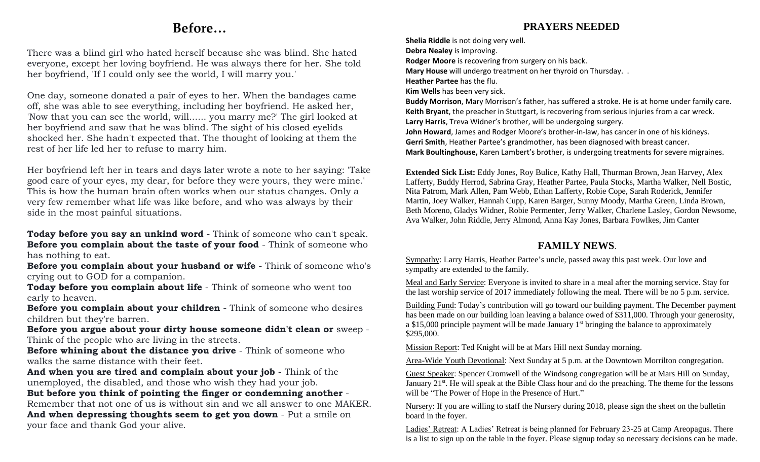## Before…

There was a blind girl who hated herself because she was blind. She hated everyone, except her loving boyfriend. He was always there for her. She told her boyfriend, 'If I could only see the world, I will marry you.'

One day, someone donated a pair of eyes to her. When the bandages came off, she was able to see everything, including her boyfriend. He asked her, 'Now that you can see the world, will...... you marry me?' The girl looked at her boyfriend and saw that he was blind. The sight of his closed eyelids shocked her. She hadn't expected that. The thought of looking at them the rest of her life led her to refuse to marry him.

Her boyfriend left her in tears and days later wrote a note to her saying: 'Take good care of your eyes, my dear, for before they were yours, they were mine.' This is how the human brain often works when our status changes. Only a very few remember what life was like before, and who was always by their side in the most painful situations.

**Today before you say an unkind word** - Think of someone who can't speak.
**Before you complain about the taste of your food** - Think of someone who has nothing to eat.
**Before you complain about your husband or wife** - Think of someone who's crying out to GOD for a companion.
**Today before you complain about life** - Think of someone who went too early to heaven.
**Before you complain about your children** - Think of someone who desires children but they're barren.
**Before you argue about your dirty house someone didn't clean or** sweep - Think of the people who are living in the streets.
**Before whining about the distance you drive** - Think of someone who walks the same distance with their feet.
**And when you are tired and complain about your job** - Think of the unemployed, the disabled, and those who wish they had your job.
**But before you think of pointing the finger or condemning another** - Remember that not one of us is without sin and we all answer to one MAKER.
**And when depressing thoughts seem to get you down** - Put a smile on your face and thank God your alive.

## PRAYERS NEEDED

**Shelia Riddle** is not doing very well.
**Debra Nealey** is improving.
**Rodger Moore** is recovering from surgery on his back.
**Mary House** will undergo treatment on her thyroid on Thursday. .
**Heather Partee** has the flu.
**Kim Wells** has been very sick.
**Buddy Morrison**, Mary Morrison's father, has suffered a stroke. He is at home under family care.
**Keith Bryant**, the preacher in Stuttgart, is recovering from serious injuries from a car wreck.
**Larry Harris**, Treva Widner's brother, will be undergoing surgery.
**John Howard**, James and Rodger Moore's brother-in-law, has cancer in one of his kidneys.
**Gerri Smith**, Heather Partee's grandmother, has been diagnosed with breast cancer.
**Mark Boultinghouse,** Karen Lambert's brother, is undergoing treatments for severe migraines.

**Extended Sick List:** Eddy Jones, Roy Bulice, Kathy Hall, Thurman Brown, Jean Harvey, Alex Lafferty, Buddy Herrod, Sabrina Gray, Heather Partee, Paula Stocks, Martha Walker, Nell Bostic, Nita Patrom, Mark Allen, Pam Webb, Ethan Lafferty, Robie Cope, Sarah Roderick, Jennifer Martin, Joey Walker, Hannah Cupp, Karen Barger, Sunny Moody, Martha Green, Linda Brown, Beth Moreno, Gladys Widner, Robie Permenter, Jerry Walker, Charlene Lasley, Gordon Newsome, Ava Walker, John Riddle, Jerry Almond, Anna Kay Jones, Barbara Fowlkes, Jim Canter

## FAMILY NEWS.

Sympathy: Larry Harris, Heather Partee's uncle, passed away this past week. Our love and sympathy are extended to the family.

Meal and Early Service: Everyone is invited to share in a meal after the morning service. Stay for the last worship service of 2017 immediately following the meal. There will be no 5 p.m. service.

Building Fund: Today's contribution will go toward our building payment. The December payment has been made on our building loan leaving a balance owed of $311,000. Through your generosity, a $15,000 principle payment will be made January 1st bringing the balance to approximately $295,000.

Mission Report: Ted Knight will be at Mars Hill next Sunday morning.

Area-Wide Youth Devotional: Next Sunday at 5 p.m. at the Downtown Morrilton congregation.

Guest Speaker: Spencer Cromwell of the Windsong congregation will be at Mars Hill on Sunday, January 21st. He will speak at the Bible Class hour and do the preaching. The theme for the lessons will be "The Power of Hope in the Presence of Hurt."

Nursery: If you are willing to staff the Nursery during 2018, please sign the sheet on the bulletin board in the foyer.

Ladies' Retreat: A Ladies' Retreat is being planned for February 23-25 at Camp Areopagus. There is a list to sign up on the table in the foyer. Please signup today so necessary decisions can be made.